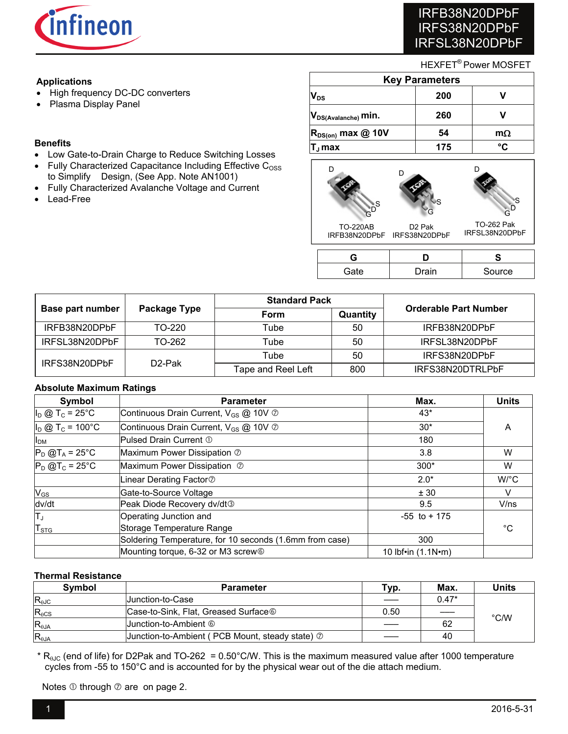# IRFB38N20DPbF
# IRFS38N20DPbF
# IRFSL38N20DPbF

HEXFET® Power MOSFET

## Applications

- High frequency DC-DC converters
- Plasma Display Panel

## Benefits

- Low Gate-to-Drain Charge to Reduce Switching Losses
- Fully Characterized Capacitance Including Effective $C_{OSS}$ to Simplify Design, (See App. Note AN1001)
- Fully Characterized Avalanche Voltage and Current
- Lead-Free

| Key Parameters | | |
|---|---|---|
| $V_{DS}$ | 200 | V |
| $V_{DS(Avalanche)}$ min. | 260 | V |
| $R_{DS(on)}$ max @ 10V | 54 | mΩ |
| $T_J$ max | 175 | °C |

TO-220AB IRFB38N20DPbF — D2 Pak IRFS38N20DPbF — TO-262 Pak IRFSL38N20DPbF

| G | D | S |
|---|---|---|
| Gate | Drain | Source |

| Base part number | Package Type | Standard Pack | | Orderable Part Number |
|---|---|---|---|---|
| | | Form | Quantity | |
| IRFB38N20DPbF | TO-220 | Tube | 50 | IRFB38N20DPbF |
| IRFSL38N20DPbF | TO-262 | Tube | 50 | IRFSL38N20DPbF |
| IRFS38N20DPbF | D2-Pak | Tube | 50 | IRFS38N20DPbF |
| | | Tape and Reel Left | 800 | IRFS38N20DTRLPbF |

## Absolute Maximum Ratings

| Symbol | Parameter | Max. | Units |
|---|---|---|---|
| $I_D$ @ $T_C$ = 25°C | Continuous Drain Current, $V_{GS}$ @ 10V ⑦ | 43* | A |
| $I_D$ @ $T_C$ = 100°C | Continuous Drain Current, $V_{GS}$ @ 10V ⑦ | 30* | A |
| $I_{DM}$ | Pulsed Drain Current ① | 180 | A |
| $P_D$ @$T_A$ = 25°C | Maximum Power Dissipation ⑦ | 3.8 | W |
| $P_D$ @$T_C$ = 25°C | Maximum Power Dissipation ⑦ | 300* | W |
| | Linear Derating Factor⑦ | 2.0* | W/°C |
| $V_{GS}$ | Gate-to-Source Voltage | ± 30 | V |
| dv/dt | Peak Diode Recovery dv/dt③ | 9.5 | V/ns |
| $T_J$ $T_{STG}$ | Operating Junction and Storage Temperature Range | -55 to + 175 | °C |
| | Soldering Temperature, for 10 seconds (1.6mm from case) | 300 | °C |
| | Mounting torque, 6-32 or M3 screw⑥ | 10 lbf•in (1.1N•m) | |

## Thermal Resistance

| Symbol | Parameter | Typ. | Max. | Units |
|---|---|---|---|---|
| $R_{\theta JC}$ | Junction-to-Case | —— | 0.47* | °C/W |
| $R_{\theta CS}$ | Case-to-Sink, Flat, Greased Surface⑥ | 0.50 | —— | °C/W |
| $R_{\theta JA}$ | Junction-to-Ambient ⑥ | —— | 62 | °C/W |
| $R_{\theta JA}$ | Junction-to-Ambient ( PCB Mount, steady state) ⑦ | —— | 40 | °C/W |

\* $R_{\theta JC}$ (end of life) for D2Pak and TO-262 = 0.50°C/W. This is the maximum measured value after 1000 temperature cycles from -55 to 150°C and is accounted for by the physical wear out of the die attach medium.

Notes ① through ⑦ are on page 2.

2016-5-31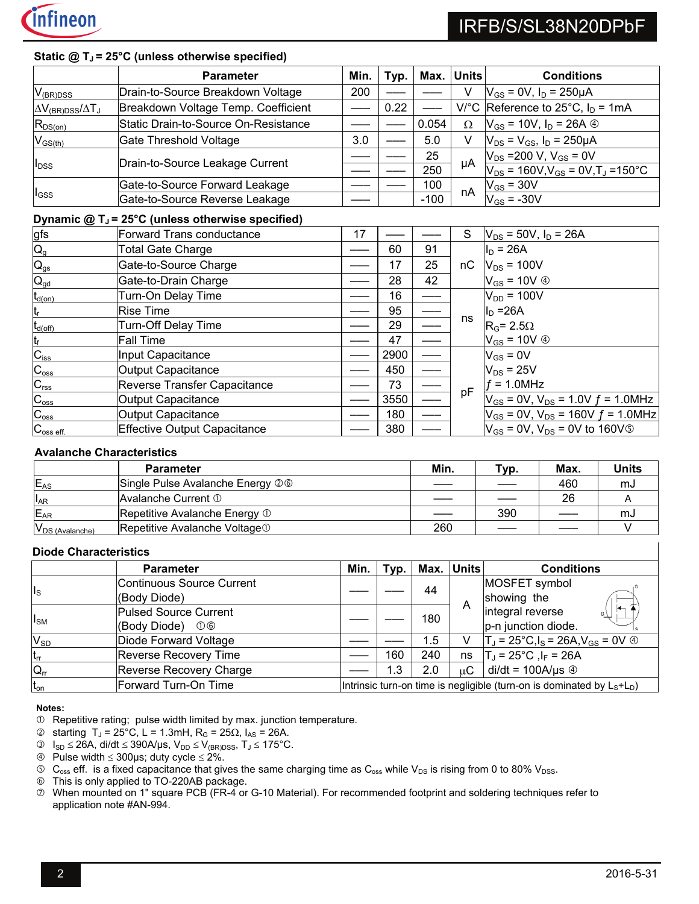### Static @ $T_J$ = 25°C (unless otherwise specified)

| | Parameter | Min. | Typ. | Max. | Units | Conditions |
|---|---|---|---|---|---|---|
| $V_{(BR)DSS}$ | Drain-to-Source Breakdown Voltage | 200 | —— | —— | V | $V_{GS}$ = 0V, $I_D$ = 250μA |
| $\Delta V_{(BR)DSS}/\Delta T_J$ | Breakdown Voltage Temp. Coefficient | —— | 0.22 | —— | V/°C | Reference to 25°C, $I_D$ = 1mA |
| $R_{DS(on)}$ | Static Drain-to-Source On-Resistance | —— | —— | 0.054 | Ω | $V_{GS}$ = 10V, $I_D$ = 26A ④ |
| $V_{GS(th)}$ | Gate Threshold Voltage | 3.0 | —— | 5.0 | V | $V_{DS}$ = $V_{GS}$, $I_D$ = 250μA |
| $I_{DSS}$ | Drain-to-Source Leakage Current | —— | —— | 25 | μA | $V_{DS}$ =200 V, $V_{GS}$ = 0V |
| | | —— | —— | 250 | | $V_{DS}$ = 160V,$V_{GS}$ = 0V,$T_J$ =150°C |
| $I_{GSS}$ | Gate-to-Source Forward Leakage | —— | —— | 100 | nA | $V_{GS}$ = 30V |
| | Gate-to-Source Reverse Leakage | —— | | -100 | | $V_{GS}$ = -30V |

### Dynamic @ $T_J$ = 25°C (unless otherwise specified)

| | Parameter | Min. | Typ. | Max. | Units | Conditions |
|---|---|---|---|---|---|---|
| gfs | Forward Trans conductance | 17 | —— | —— | S | $V_{DS}$ = 50V, $I_D$ = 26A |
| $Q_g$ | Total Gate Charge | —— | 60 | 91 | nC | $I_D$ = 26A |
| $Q_{gs}$ | Gate-to-Source Charge | —— | 17 | 25 | | $V_{DS}$ = 100V |
| $Q_{gd}$ | Gate-to-Drain Charge | —— | 28 | 42 | | $V_{GS}$ = 10V ④ |
| $t_{d(on)}$ | Turn-On Delay Time | —— | 16 | —— | ns | $V_{DD}$ = 100V |
| $t_r$ | Rise Time | —— | 95 | —— | | $I_D$ =26A |
| $t_{d(off)}$ | Turn-Off Delay Time | —— | 29 | —— | | $R_G$= 2.5Ω |
| $t_f$ | Fall Time | —— | 47 | —— | | $V_{GS}$ = 10V ④ |
| $C_{iss}$ | Input Capacitance | —— | 2900 | —— | pF | $V_{GS}$ = 0V |
| $C_{oss}$ | Output Capacitance | —— | 450 | —— | | $V_{DS}$ = 25V |
| $C_{rss}$ | Reverse Transfer Capacitance | —— | 73 | —— | | $f$ = 1.0MHz |
| $C_{oss}$ | Output Capacitance | —— | 3550 | —— | | $V_{GS}$ = 0V, $V_{DS}$ = 1.0V $f$ = 1.0MHz |
| $C_{oss}$ | Output Capacitance | —— | 180 | —— | | $V_{GS}$ = 0V, $V_{DS}$ = 160V $f$ = 1.0MHz |
| $C_{oss\ eff.}$ | Effective Output Capacitance | —— | 380 | —— | | $V_{GS}$ = 0V, $V_{DS}$ = 0V to 160V⑤ |

### Avalanche Characteristics

| | Parameter | Min. | Typ. | Max. | Units |
|---|---|---|---|---|---|
| $E_{AS}$ | Single Pulse Avalanche Energy ②⑥ | —— | —— | 460 | mJ |
| $I_{AR}$ | Avalanche Current ① | —— | —— | 26 | A |
| $E_{AR}$ | Repetitive Avalanche Energy ① | —— | 390 | —— | mJ |
| $V_{DS\ (Avalanche)}$ | Repetitive Avalanche Voltage① | 260 | —— | —— | V |

### Diode Characteristics

| | Parameter | Min. | Typ. | Max. | Units | Conditions |
|---|---|---|---|---|---|---|
| $I_S$ | Continuous Source Current (Body Diode) | —— | —— | 44 | A | MOSFET symbol showing the integral reverse p-n junction diode. |
| $I_{SM}$ | Pulsed Source Current (Body Diode) ①⑥ | —— | —— | 180 | | |
| $V_{SD}$ | Diode Forward Voltage | —— | —— | 1.5 | V | $T_J$ = 25°C,$I_S$ = 26A,$V_{GS}$ = 0V ④ |
| $t_{rr}$ | Reverse Recovery Time | —— | 160 | 240 | ns | $T_J$ = 25°C ,$I_F$ = 26A |
| $Q_{rr}$ | Reverse Recovery Charge | —— | 1.3 | 2.0 | μC | di/dt = 100A/μs ④ |
| $t_{on}$ | Forward Turn-On Time | Intrinsic turn-on time is negligible (turn-on is dominated by $L_S$+$L_D$) | | | | |

**Notes:**

① Repetitive rating; pulse width limited by max. junction temperature.
② starting $T_J$ = 25°C, L = 1.3mH, $R_G$ = 25Ω, $I_{AS}$ = 26A.
③ $I_{SD} \leq$ 26A, di/dt $\leq$ 390A/μs, $V_{DD} \leq V_{(BR)DSS}$, $T_J \leq$ 175°C.
④ Pulse width $\leq$ 300μs; duty cycle $\leq$ 2%.
⑤ $C_{oss}$ eff. is a fixed capacitance that gives the same charging time as $C_{oss}$ while $V_{DS}$ is rising from 0 to 80% $V_{DSS}$.
⑥ This is only applied to TO-220AB package.
⑦ When mounted on 1" square PCB (FR-4 or G-10 Material). For recommended footprint and soldering techniques refer to application note #AN-994.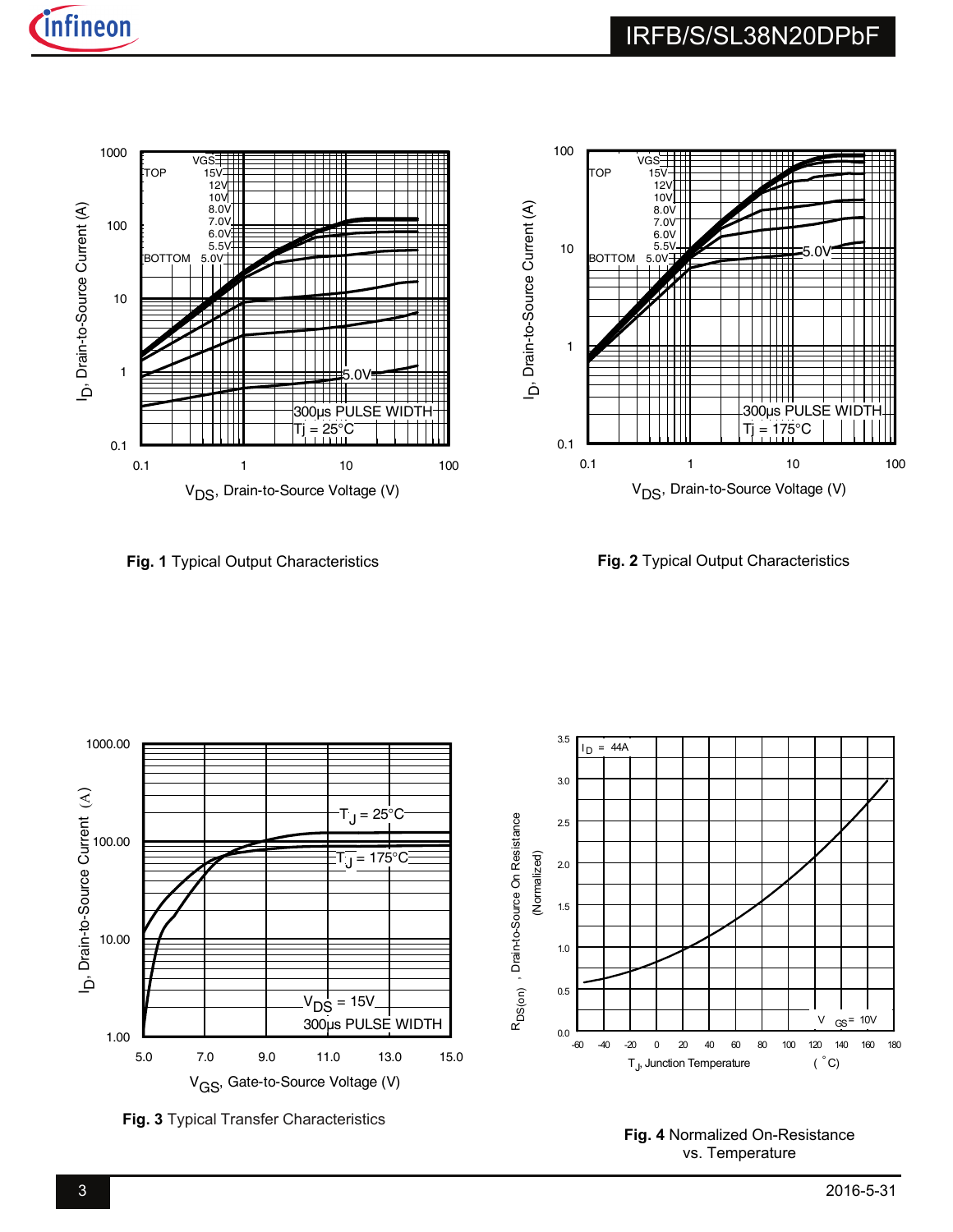**Fig. 1** Typical Output Characteristics

**Fig. 2** Typical Output Characteristics

**Fig. 3** Typical Transfer Characteristics

**Fig. 4** Normalized On-Resistance vs. Temperature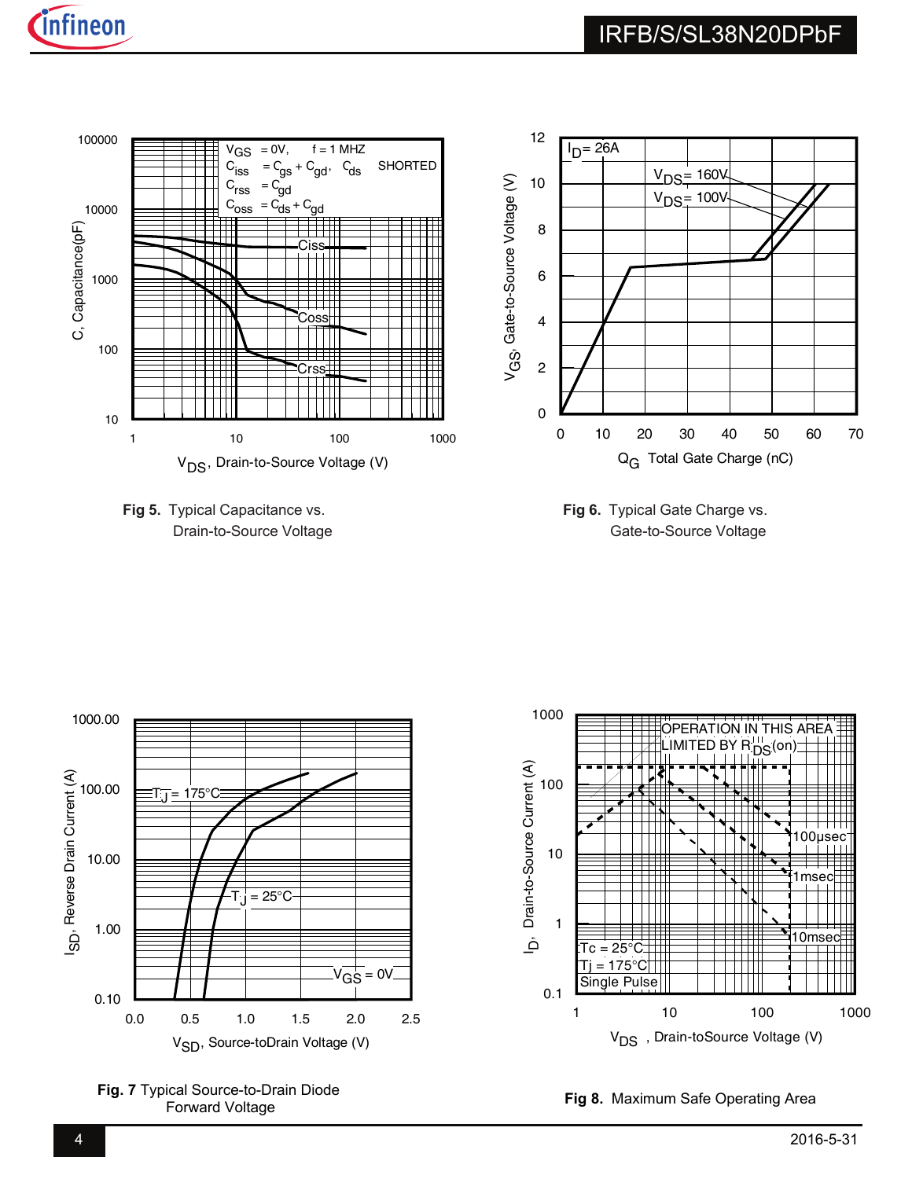Fig 5. Typical Capacitance vs. Drain-to-Source Voltage

Fig 6. Typical Gate Charge vs. Gate-to-Source Voltage

Fig. 7 Typical Source-to-Drain Diode Forward Voltage

Fig 8. Maximum Safe Operating Area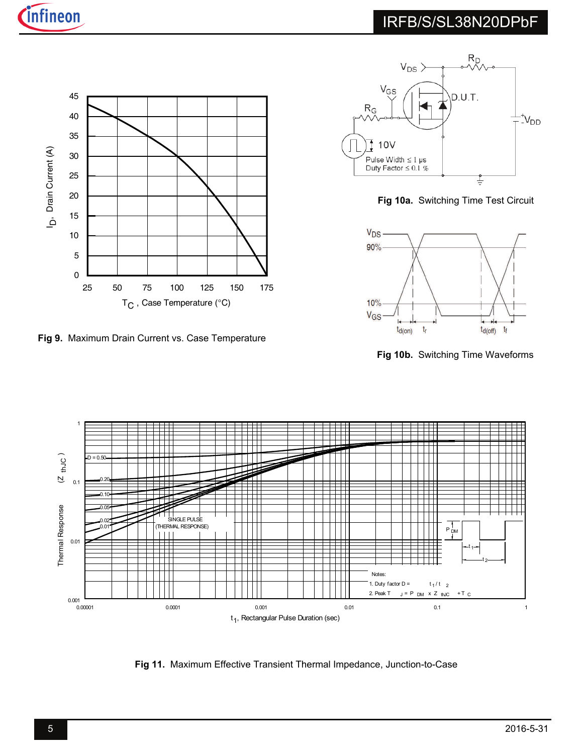Fig 9. Maximum Drain Current vs. Case Temperature

Fig 10a. Switching Time Test Circuit

Fig 10b. Switching Time Waveforms

Fig 11. Maximum Effective Transient Thermal Impedance, Junction-to-Case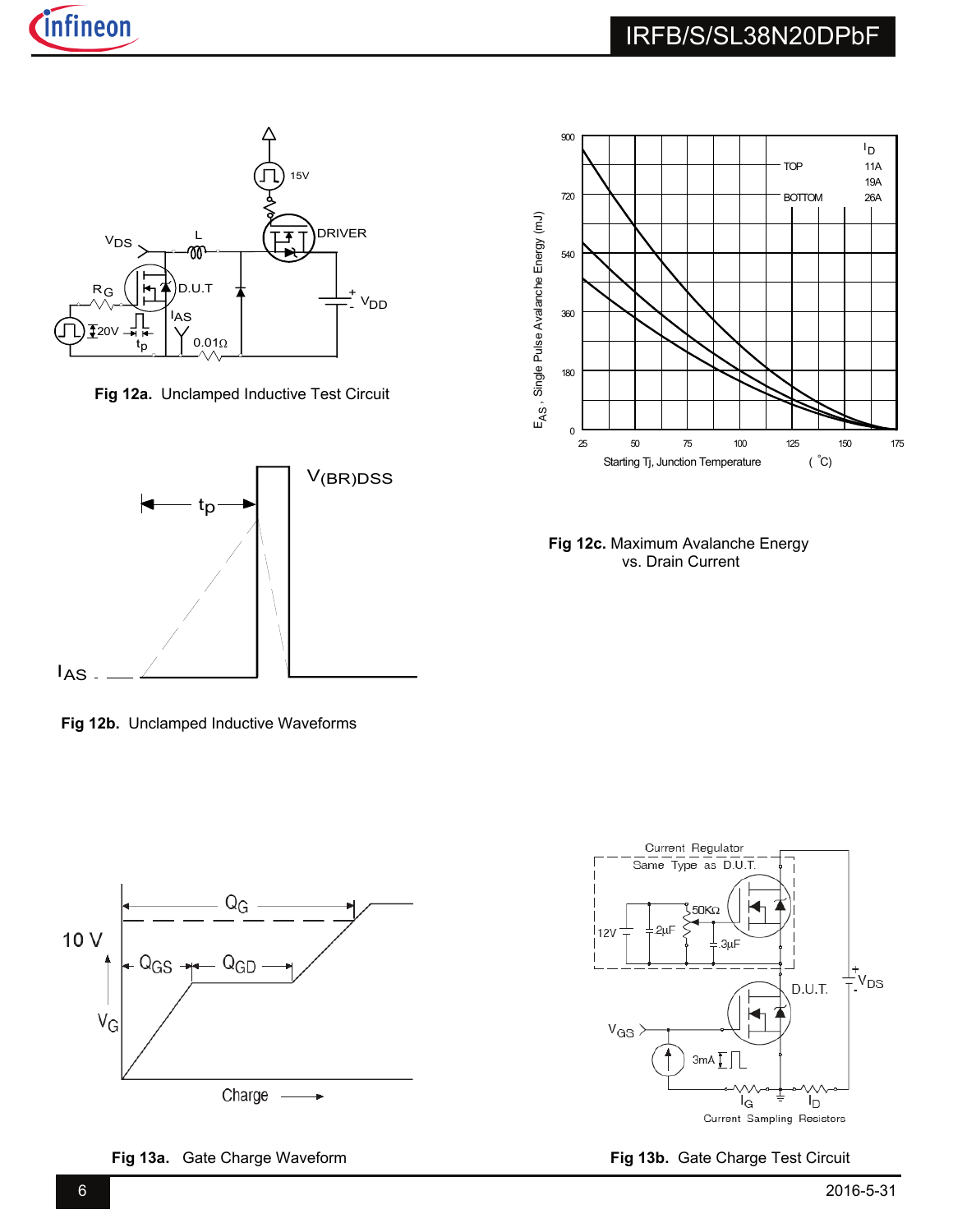**Fig 12a.** Unclamped Inductive Test Circuit

**Fig 12b.** Unclamped Inductive Waveforms

**Fig 12c.** Maximum Avalanche Energy vs. Drain Current

**Fig 13a.** Gate Charge Waveform

**Fig 13b.** Gate Charge Test Circuit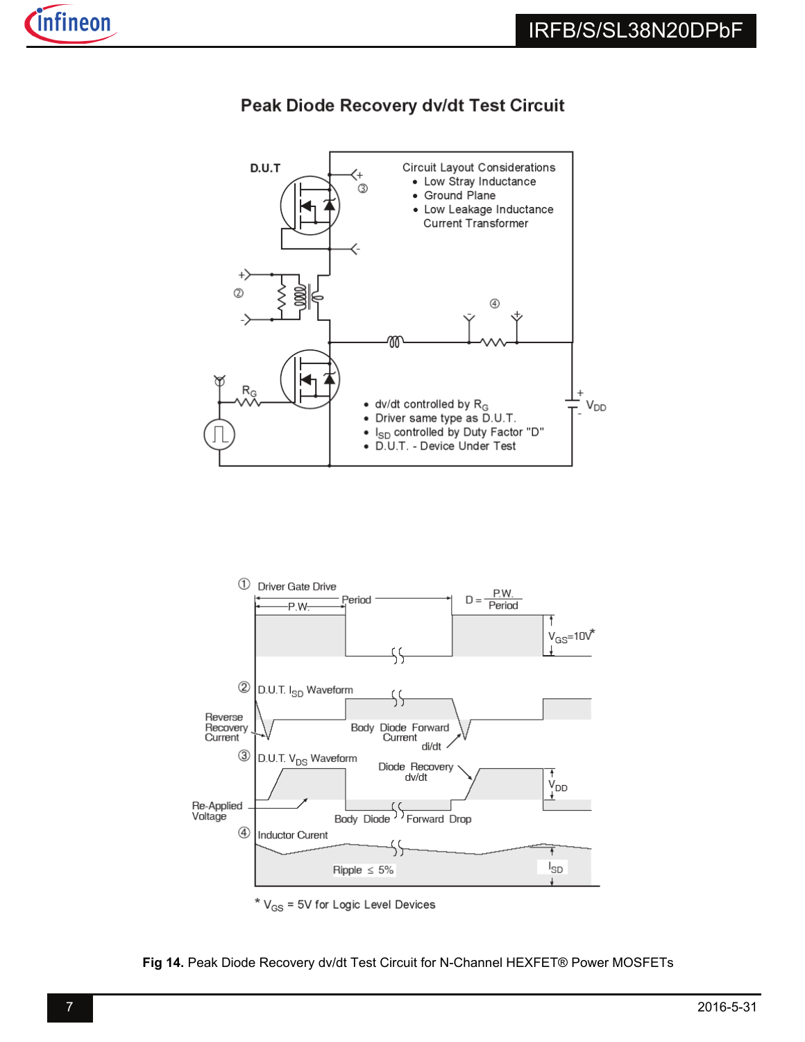## Peak Diode Recovery dv/dt Test Circuit

D.U.T

Circuit Layout Considerations
- Low Stray Inductance
- Ground Plane
- Low Leakage Inductance Current Transformer

- dv/dt controlled by $R_G$
- Driver same type as D.U.T.
- $I_{SD}$ controlled by Duty Factor "D"
- D.U.T. - Device Under Test

$R_G$

$V_{DD}$

① Driver Gate Drive

P.W. Period $D = \frac{P.W.}{Period}$

$V_{GS}$=10V*

② D.U.T. $I_{SD}$ Waveform

Reverse Recovery Current

Body Diode Forward Current

di/dt

③ D.U.T. $V_{DS}$ Waveform

Diode Recovery dv/dt

$V_{DD}$

Re-Applied Voltage

Body Diode Forward Drop

④ Inductor Curent

Ripple ≤ 5%

$I_{SD}$

\* $V_{GS}$ = 5V for Logic Level Devices

**Fig 14.** Peak Diode Recovery dv/dt Test Circuit for N-Channel HEXFET® Power MOSFETs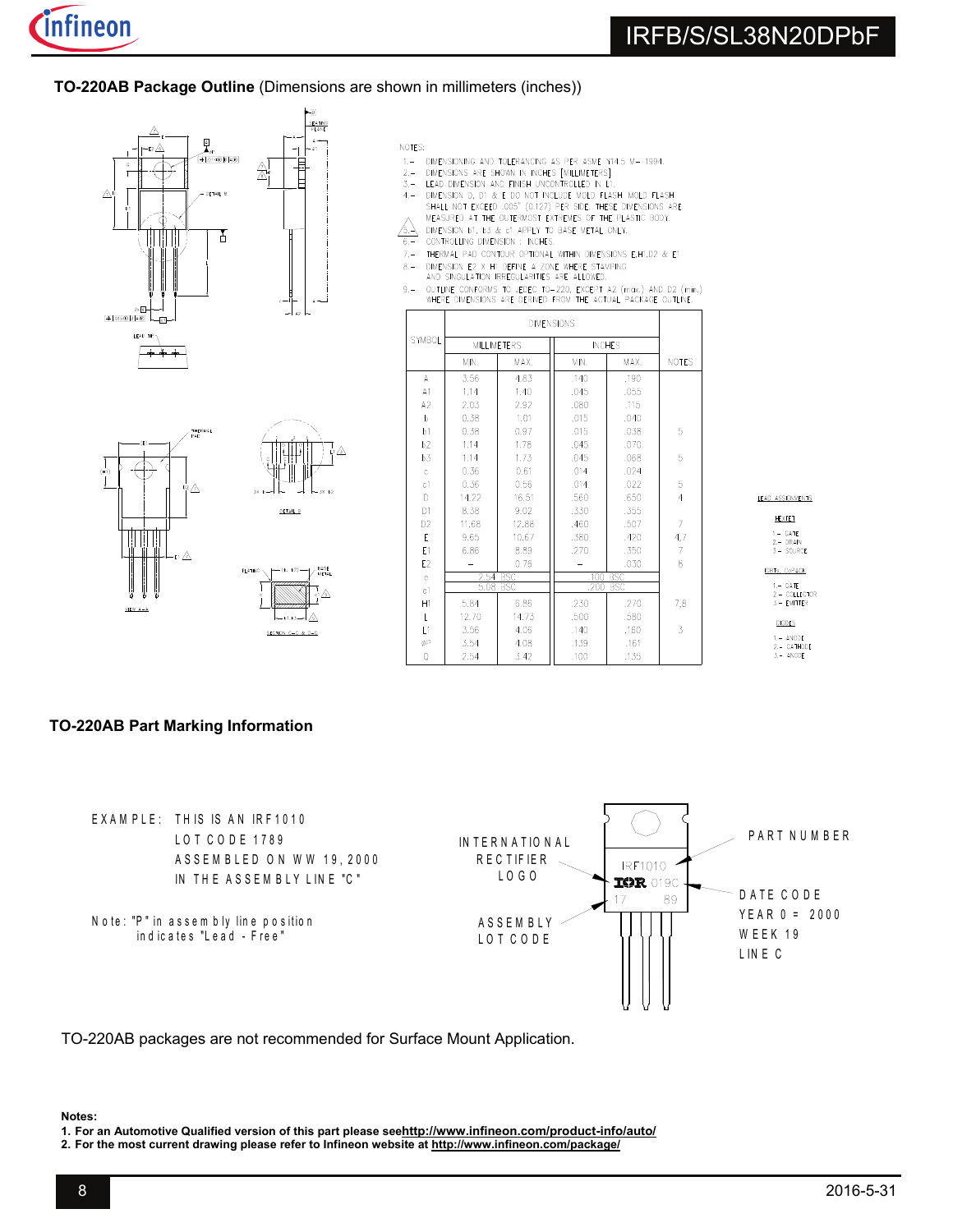### TO-220AB Package Outline (Dimensions are shown in millimeters (inches))

NOTES:

1. – DIMENSIONING AND TOLERANCING AS PER ASME Y14.5 M– 1994.
2. – DIMENSIONS ARE SHOWN IN INCHES [MILLIMETERS]
3. – LEAD DIMENSION AND FINISH UNCONTROLLED IN L1.
4. – DIMENSION D, D1 & E DO NOT INCLUDE MOLD FLASH. MOLD FLASH SHALL NOT EXCEED .005" (0.127) PER SIDE. THESE DIMENSIONS ARE MEASURED AT THE OUTERMOST EXTREMES OF THE PLASTIC BODY.
5. – DIMENSION b1, b3 & c1 APPLY TO BASE METAL ONLY.
6. – CONTROLLING DIMENSION : INCHES.
7. – THERMAL PAD CONTOUR OPTIONAL WITHIN DIMENSIONS E,H1,D2 & E1
8. – DIMENSION E2 X H1 DEFINE A ZONE WHERE STAMPING AND SINGULATION IRREGULARITIES ARE ALLOWED.
9. – OUTLINE CONFORMS TO JEDEC TO-220, EXCEPT A2 (max.) AND D2 (min.) WHERE DIMENSIONS ARE DERIVED FROM THE ACTUAL PACKAGE OUTLINE.

| SYMBOL | DIMENSIONS | | | | NOTES |
|---|---|---|---|---|---|
| | MILLIMETERS | | INCHES | | |
| | MIN. | MAX. | MIN. | MAX. | |
| A | 3.56 | 4.83 | .140 | .190 | |
| A1 | 1.14 | 1.40 | .045 | .055 | |
| A2 | 2.03 | 2.92 | .080 | .115 | |
| b | 0.38 | 1.01 | .015 | .040 | |
| b1 | 0.38 | 0.97 | .015 | .038 | 5 |
| b2 | 1.14 | 1.78 | .045 | .070 | |
| b3 | 1.14 | 1.73 | .045 | .068 | 5 |
| c | 0.36 | 0.61 | .014 | .024 | |
| c1 | 0.36 | 0.56 | .014 | .022 | 5 |
| D | 14.22 | 16.51 | .560 | .650 | 4 |
| D1 | 8.38 | 9.02 | .330 | .355 | |
| D2 | 11.68 | 12.88 | .460 | .507 | 7 |
| E | 9.65 | 10.67 | .380 | .420 | 4,7 |
| E1 | 6.86 | 8.89 | .270 | .350 | 7 |
| E2 | – | 0.76 | – | .030 | 8 |
| e | 2.54 BSC | | .100 BSC | | |
| e1 | 5.08 BSC | | .200 BSC | | |
| H1 | 5.84 | 6.86 | .230 | .270 | 7,8 |
| L | 12.70 | 14.73 | .500 | .580 | |
| L1 | 3.56 | 4.06 | .140 | .160 | 3 |
| ØP | 3.54 | 4.08 | .139 | .161 | |
| Q | 2.54 | 3.42 | .100 | .135 | |

LEAD ASSIGNMENTS

HEXFET
1.– GATE
2.– DRAIN
3.– SOURCE

IGBTs, CoPACK
1.– GATE
2.– COLLECTOR
3.– EMITTER

DIODES
1.– ANODE
2.– CATHODE
3.– ANODE

### TO-220AB Part Marking Information

EXAMPLE: THIS IS AN IRF1010
LOT CODE 1789
ASSEMBLED ON WW 19, 2000
IN THE ASSEMBLY LINE "C"

Note: "P" in assembly line position indicates "Lead - Free"

INTERNATIONAL RECTIFIER LOGO

ASSEMBLY LOT CODE

IRF1010
IOR 019C
17 89

PART NUMBER

DATE CODE
YEAR 0 = 2000
WEEK 19
LINE C

TO-220AB packages are not recommended for Surface Mount Application.

**Notes:**

1. **For an Automotive Qualified version of this part please see http://www.infineon.com/product-info/auto/**
2. **For the most current drawing please refer to Infineon website at http://www.infineon.com/package/**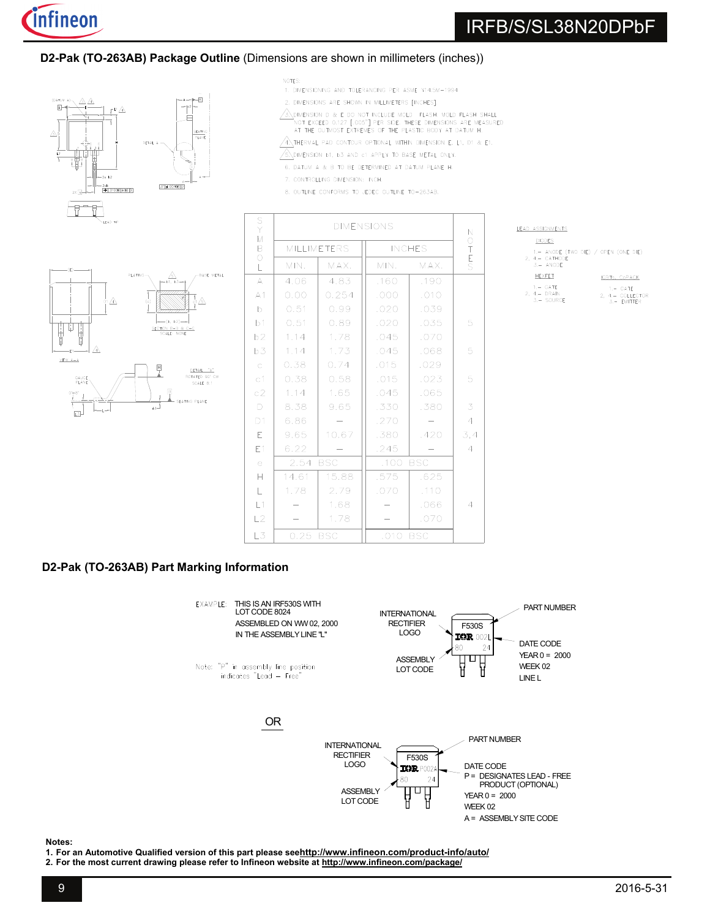## D2-Pak (TO-263AB) Package Outline (Dimensions are shown in millimeters (inches))

NOTES:

1. DIMENSIONING AND TOLERANCING PER ASME Y14.5M-1994.
2. DIMENSIONS ARE SHOWN IN MILLIMETERS [INCHES].
3. DIMENSION D & E DO NOT INCLUDE MOLD FLASH. MOLD FLASH SHALL NOT EXCEED 0.127 [.005"] PER SIDE. THESE DIMENSIONS ARE MEASURED AT THE OUTMOST EXTREMES OF THE PLASTIC BODY AT DATUM H.
4. THERMAL PAD CONTOUR OPTIONAL WITHIN DIMENSION E, L1, D1 & E1.
5. DIMENSION b1, b3 AND c1 APPLY TO BASE METAL ONLY.
6. DATUM A & B TO BE DETERMINED AT DATUM PLANE H.
7. CONTROLLING DIMENSION: INCH.
8. OUTLINE CONFORMS TO JEDEC OUTLINE TO-263AB.

| SYMBOL | DIMENSIONS | | | | NOTES |
|---|---|---|---|---|---|
| | MILLIMETERS | | INCHES | | |
| | MIN. | MAX. | MIN. | MAX. | |
| A | 4.06 | 4.83 | .160 | .190 | |
| A1 | 0.00 | 0.254 | .000 | .010 | |
| b | 0.51 | 0.99 | .020 | .039 | |
| b1 | 0.51 | 0.89 | .020 | .035 | 5 |
| b2 | 1.14 | 1.78 | .045 | .070 | |
| b3 | 1.14 | 1.73 | .045 | .068 | 5 |
| c | 0.38 | 0.74 | .015 | .029 | |
| c1 | 0.38 | 0.58 | .015 | .023 | 5 |
| c2 | 1.14 | 1.65 | .045 | .065 | |
| D | 8.38 | 9.65 | .330 | .380 | 3 |
| D1 | 6.86 | – | .270 | – | 4 |
| E | 9.65 | 10.67 | .380 | .420 | 3,4 |
| E1 | 6.22 | – | .245 | – | 4 |
| e | 2.54 BSC | | .100 BSC | | |
| H | 14.61 | 15.88 | .575 | .625 | |
| L | 1.78 | 2.79 | .070 | .110 | |
| L1 | – | 1.68 | – | .066 | 4 |
| L2 | – | 1.78 | – | .070 | |
| L3 | 0.25 BSC | | .010 BSC | | |

LEAD ASSIGNMENTS

DIODES
1.– ANODE (TWO DIE) / OPEN (ONE DIE)
2, 4.– CATHODE
3.– ANODE

HEXFET
1.– GATE
2, 4.– DRAIN
3.– SOURCE

IGBTs, CoPACK
1.– GATE
2, 4.– COLLECTOR
3.– EMITTER

## D2-Pak (TO-263AB) Part Marking Information

EXAMPLE: THIS IS AN IRF530S WITH LOT CODE 8024 ASSEMBLED ON WW 02, 2000 IN THE ASSEMBLY LINE "L"

Note: "P" in assembly line position indicates "Lead – Free"

INTERNATIONAL RECTIFIER LOGO — PART NUMBER (F530S) — DATE CODE (002L): YEAR 0 = 2000, WEEK 02, LINE L — ASSEMBLY LOT CODE (80 24)

OR

INTERNATIONAL RECTIFIER LOGO — PART NUMBER (F530S) — DATE CODE (P002A): P = DESIGNATES LEAD - FREE PRODUCT (OPTIONAL), YEAR 0 = 2000, WEEK 02, A = ASSEMBLY SITE CODE — ASSEMBLY LOT CODE (80 24)

**Notes:**

1. **For an Automotive Qualified version of this part please see** **http://www.infineon.com/product-info/auto/**
2. **For the most current drawing please refer to Infineon website at** **http://www.infineon.com/package/**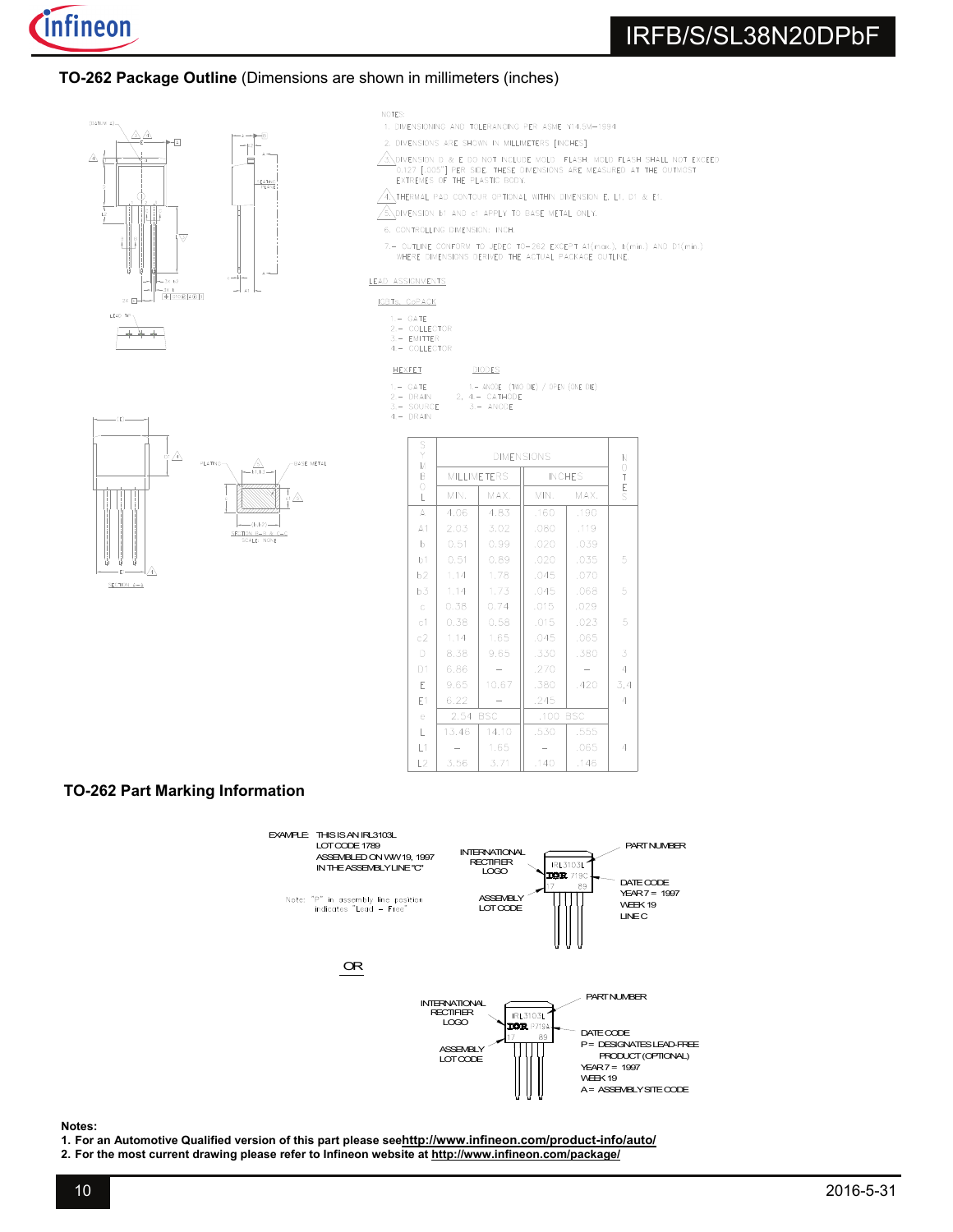## TO-262 Package Outline (Dimensions are shown in millimeters (inches))

NOTES:

1. DIMENSIONING AND TOLERANCING PER ASME Y14.5M-1994.
2. DIMENSIONS ARE SHOWN IN MILLIMETERS [INCHES].
3. DIMENSION D & E DO NOT INCLUDE MOLD FLASH. MOLD FLASH SHALL NOT EXCEED 0.127 [.005"] PER SIDE. THESE DIMENSIONS ARE MEASURED AT THE OUTMOST EXTREMES OF THE PLASTIC BODY.
4. THERMAL PAD CONTOUR OPTIONAL WITHIN DIMENSION E, L1, D1 & E1.
5. DIMENSION b1 AND c1 APPLY TO BASE METAL ONLY.
6. CONTROLLING DIMENSION: INCH.
7.- OUTLINE CONFORM TO JEDEC TO-262 EXCEPT A1(max.), b(min.) AND D1(min.) WHERE DIMENSIONS DERIVED THE ACTUAL PACKAGE OUTLINE.

LEAD ASSIGNMENTS

IGBTs, CoPACK

1.- GATE
2.- COLLECTOR
3.- EMITTER
4.- COLLECTOR

HEXFET

1.- GATE
2.- DRAIN
3.- SOURCE
4.- DRAIN

DIODES

1.- ANODE (TWO DIE) / OPEN (ONE DIE)
2, 4.- CATHODE
3.- ANODE

| SYMBOL | DIMENSIONS | | | | NOTES |
|---|---|---|---|---|---|
| | MILLIMETERS | | INCHES | | |
| | MIN. | MAX. | MIN. | MAX. | |
| A | 4.06 | 4.83 | .160 | .190 | |
| A1 | 2.03 | 3.02 | .080 | .119 | |
| b | 0.51 | 0.99 | .020 | .039 | |
| b1 | 0.51 | 0.89 | .020 | .035 | 5 |
| b2 | 1.14 | 1.78 | .045 | .070 | |
| b3 | 1.14 | 1.73 | .045 | .068 | 5 |
| c | 0.38 | 0.74 | .015 | .029 | |
| c1 | 0.38 | 0.58 | .015 | .023 | 5 |
| c2 | 1.14 | 1.65 | .045 | .065 | |
| D | 8.38 | 9.65 | .330 | .380 | 3 |
| D1 | 6.86 | – | .270 | – | 4 |
| E | 9.65 | 10.67 | .380 | .420 | 3,4 |
| E1 | 6.22 | – | .245 | – | 4 |
| e | 2.54 BSC | | .100 BSC | | |
| L | 13.46 | 14.10 | .530 | .555 | |
| L1 | – | 1.65 | – | .065 | 4 |
| L2 | 3.56 | 3.71 | .140 | .146 | |

## TO-262 Part Marking Information

EXAMPLE: THIS IS AN IRL3103L LOT CODE 1789 ASSEMBLED ON WW 19, 1997 IN THE ASSEMBLY LINE "C"

Note: "P" in assembly line position indicates "Lead - Free"

INTERNATIONAL RECTIFIER LOGO — PART NUMBER — ASSEMBLY LOT CODE — DATE CODE YEAR 7 = 1997 WEEK 19 LINE C

OR

INTERNATIONAL RECTIFIER LOGO — PART NUMBER — ASSEMBLY LOT CODE — DATE CODE P = DESIGNATES LEAD-FREE PRODUCT (OPTIONAL) YEAR 7 = 1997 WEEK 19 A = ASSEMBLY SITE CODE

**Notes:**

1. **For an Automotive Qualified version of this part please see http://www.infineon.com/product-info/auto/**
2. **For the most current drawing please refer to Infineon website at http://www.infineon.com/package/**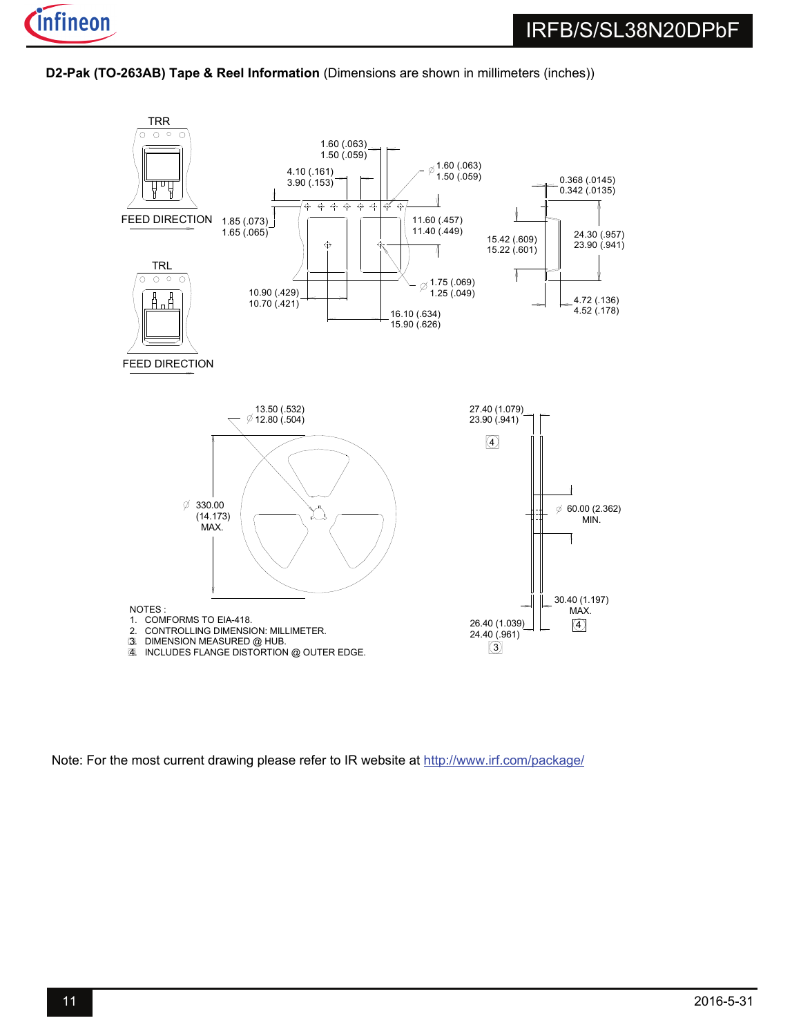**D2-Pak (TO-263AB) Tape & Reel Information** (Dimensions are shown in millimeters (inches))

TRR

FEED DIRECTION

TRL

FEED DIRECTION

1.60 (.063)
1.50 (.059)

4.10 (.161)
3.90 (.153)

Ø 1.60 (.063)
1.50 (.059)

0.368 (.0145)
0.342 (.0135)

1.85 (.073)
1.65 (.065)

11.60 (.457)
11.40 (.449)

15.42 (.609)
15.22 (.601)

24.30 (.957)
23.90 (.941)

Ø 1.75 (.069)
1.25 (.049)

10.90 (.429)
10.70 (.421)

16.10 (.634)
15.90 (.626)

4.72 (.136)
4.52 (.178)

13.50 (.532)
Ø 12.80 (.504)

27.40 (1.079)
23.90 (.941)

4

Ø 330.00
(14.173)
MAX.

Ø 60.00 (2.362)
MIN.

30.40 (1.197)
MAX.

4

26.40 (1.039)
24.40 (.961)

3

NOTES :

1. COMFORMS TO EIA-418.
2. CONTROLLING DIMENSION: MILLIMETER.
3. DIMENSION MEASURED @ HUB.
4. INCLUDES FLANGE DISTORTION @ OUTER EDGE.

Note: For the most current drawing please refer to IR website at http://www.irf.com/package/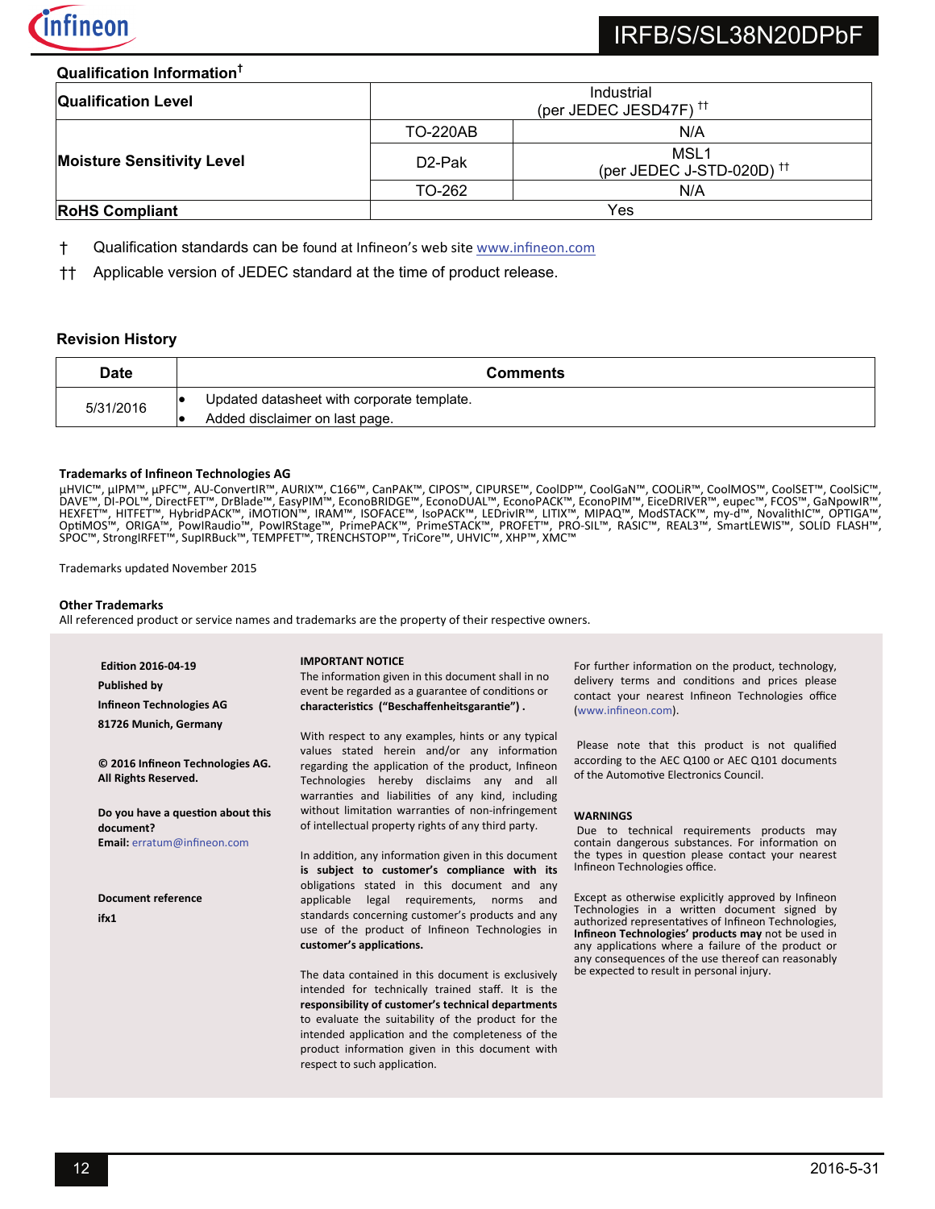### Qualification Information†

| | | |
|---|---|---|
| **Qualification Level** | Industrial (per JEDEC JESD47F) †† | |
| **Moisture Sensitivity Level** | TO-220AB | N/A |
| | D2-Pak | MSL1 (per JEDEC J-STD-020D) †† |
| | TO-262 | N/A |
| **RoHS Compliant** | Yes | |

† Qualification standards can be found at Infineon's web site www.infineon.com

†† Applicable version of JEDEC standard at the time of product release.

### Revision History

| Date | Comments |
|---|---|
| 5/31/2016 | • Updated datasheet with corporate template.<br>• Added disclaimer on last page. |

**Trademarks of Infineon Technologies AG**

µHVIC™, µIPM™, µPFC™, AU-ConvertIR™, AURIX™, C166™, CanPAK™, CIPOS™, CIPURSE™, CoolDP™, CoolGaN™, COOLiR™, CoolMOS™, CoolSET™, CoolSiC™, DAVE™, DI-POL™, DirectFET™, DrBlade™, EasyPIM™, EconoBRIDGE™, EconoDUAL™, EconoPACK™, EconoPIM™, EiceDRIVER™, eupec™, FCOS™, GaNpowIR™, HEXFET™, HITFET™, HybridPACK™, iMOTION™, IRAM™, ISOFACE™, IsoPACK™, LEDrivIR™, LITIX™, MIPAQ™, ModSTACK™, my-d™, NovalithIC™, OPTIGA™, OptiMOS™, ORIGA™, PowIRaudio™, PowIRStage™, PrimePACK™, PrimeSTACK™, PROFET™, PRO-SIL™, RASIC™, REAL3™, SmartLEWIS™, SOLID FLASH™, SPOC™, StrongIRFET™, SupIRBuck™, TEMPFET™, TRENCHSTOP™, TriCore™, UHVIC™, XHP™, XMC™

Trademarks updated November 2015

**Other Trademarks**

All referenced product or service names and trademarks are the property of their respective owners.

**Edition 2016-04-19**

**Published by**

**Infineon Technologies AG**

**81726 Munich, Germany**

**© 2016 Infineon Technologies AG.**
**All Rights Reserved.**

**Do you have a question about this document?**
**Email:** erratum@infineon.com

**Document reference**

**ifx1**

**IMPORTANT NOTICE**

The information given in this document shall in no event be regarded as a guarantee of conditions or **characteristics ("Beschaffenheitsgarantie")** .

With respect to any examples, hints or any typical values stated herein and/or any information regarding the application of the product, Infineon Technologies hereby disclaims any and all warranties and liabilities of any kind, including without limitation warranties of non-infringement of intellectual property rights of any third party.

In addition, any information given in this document **is subject to customer's compliance with its** obligations stated in this document and any applicable legal requirements, norms and standards concerning customer's products and any use of the product of Infineon Technologies in **customer's applications.**

The data contained in this document is exclusively intended for technically trained staff. It is the **responsibility of customer's technical departments** to evaluate the suitability of the product for the intended application and the completeness of the product information given in this document with respect to such application.

For further information on the product, technology, delivery terms and conditions and prices please contact your nearest Infineon Technologies office (www.infineon.com).

Please note that this product is not qualified according to the AEC Q100 or AEC Q101 documents of the Automotive Electronics Council.

**WARNINGS**

Due to technical requirements products may contain dangerous substances. For information on the types in question please contact your nearest Infineon Technologies office.

Except as otherwise explicitly approved by Infineon Technologies in a written document signed by authorized representatives of Infineon Technologies, **Infineon Technologies' products may** not be used in any applications where a failure of the product or any consequences of the use thereof can reasonably be expected to result in personal injury.